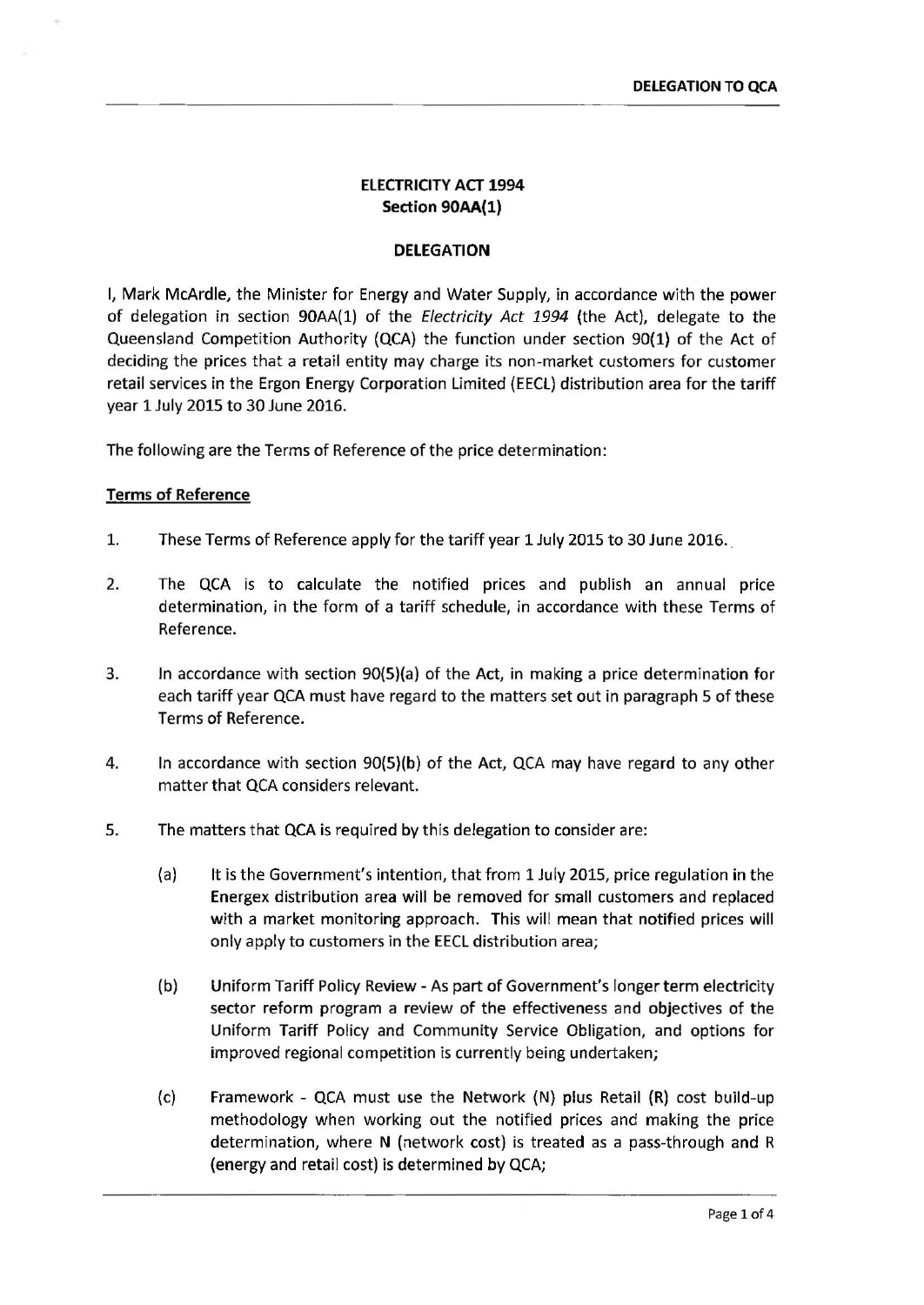**ELECTRICITY ACT 1994**
**Section 90AA(1)**

**DELEGATION**

I, Mark McArdle, the Minister for Energy and Water Supply, in accordance with the power of delegation in section 90AA(1) of the *Electricity Act 1994* (the Act), delegate to the Queensland Competition Authority (QCA) the function under section 90(1) of the Act of deciding the prices that a retail entity may charge its non-market customers for customer retail services in the Ergon Energy Corporation Limited (EECL) distribution area for the tariff year 1 July 2015 to 30 June 2016.

The following are the Terms of Reference of the price determination:

**Terms of Reference**

1. These Terms of Reference apply for the tariff year 1 July 2015 to 30 June 2016.

2. The QCA is to calculate the notified prices and publish an annual price determination, in the form of a tariff schedule, in accordance with these Terms of Reference.

3. In accordance with section 90(5)(a) of the Act, in making a price determination for each tariff year QCA must have regard to the matters set out in paragraph 5 of these Terms of Reference.

4. In accordance with section 90(5)(b) of the Act, QCA may have regard to any other matter that QCA considers relevant.

5. The matters that QCA is required by this delegation to consider are:

   (a) It is the Government's intention, that from 1 July 2015, price regulation in the Energex distribution area will be removed for small customers and replaced with a market monitoring approach. This will mean that notified prices will only apply to customers in the EECL distribution area;

   (b) Uniform Tariff Policy Review - As part of Government's longer term electricity sector reform program a review of the effectiveness and objectives of the Uniform Tariff Policy and Community Service Obligation, and options for improved regional competition is currently being undertaken;

   (c) Framework - QCA must use the Network (N) plus Retail (R) cost build-up methodology when working out the notified prices and making the price determination, where N (network cost) is treated as a pass-through and R (energy and retail cost) is determined by QCA;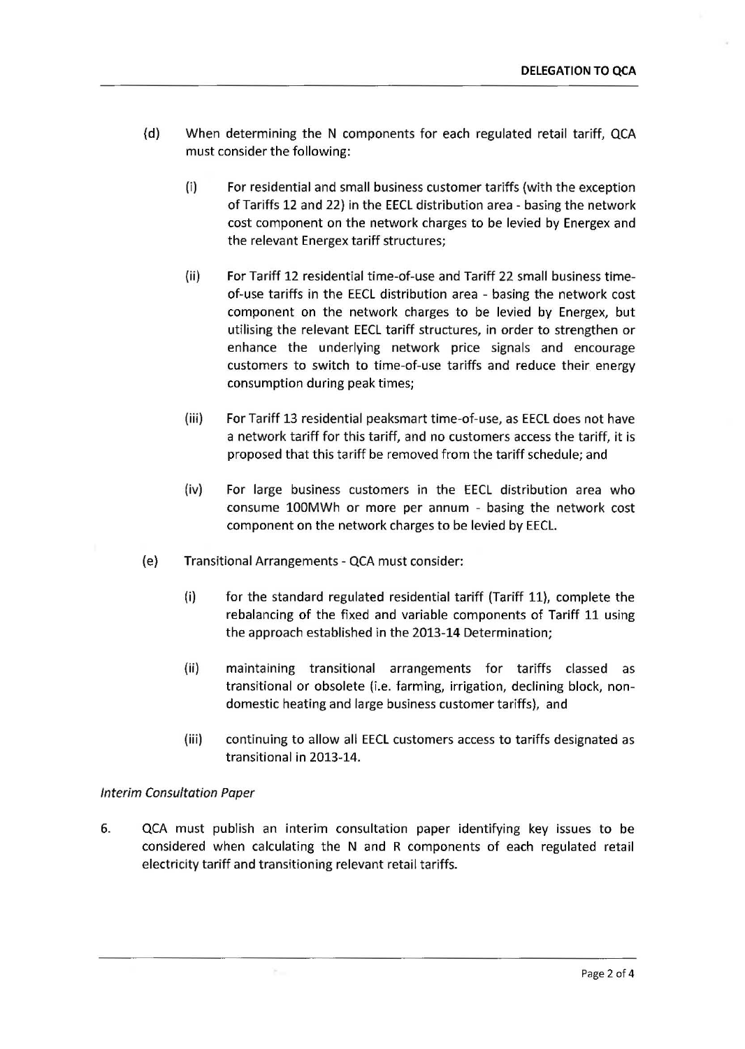(d) When determining the N components for each regulated retail tariff, QCA must consider the following:

  (i) For residential and small business customer tariffs (with the exception of Tariffs 12 and 22) in the EECL distribution area - basing the network cost component on the network charges to be levied by Energex and the relevant Energex tariff structures;

  (ii) For Tariff 12 residential time-of-use and Tariff 22 small business time-of-use tariffs in the EECL distribution area - basing the network cost component on the network charges to be levied by Energex, but utilising the relevant EECL tariff structures, in order to strengthen or enhance the underlying network price signals and encourage customers to switch to time-of-use tariffs and reduce their energy consumption during peak times;

  (iii) For Tariff 13 residential peaksmart time-of-use, as EECL does not have a network tariff for this tariff, and no customers access the tariff, it is proposed that this tariff be removed from the tariff schedule; and

  (iv) For large business customers in the EECL distribution area who consume 100MWh or more per annum - basing the network cost component on the network charges to be levied by EECL.

(e) Transitional Arrangements - QCA must consider:

  (i) for the standard regulated residential tariff (Tariff 11), complete the rebalancing of the fixed and variable components of Tariff 11 using the approach established in the 2013-14 Determination;

  (ii) maintaining transitional arrangements for tariffs classed as transitional or obsolete (i.e. farming, irrigation, declining block, non-domestic heating and large business customer tariffs), and

  (iii) continuing to allow all EECL customers access to tariffs designated as transitional in 2013-14.

*Interim Consultation Paper*

6. QCA must publish an interim consultation paper identifying key issues to be considered when calculating the N and R components of each regulated retail electricity tariff and transitioning relevant retail tariffs.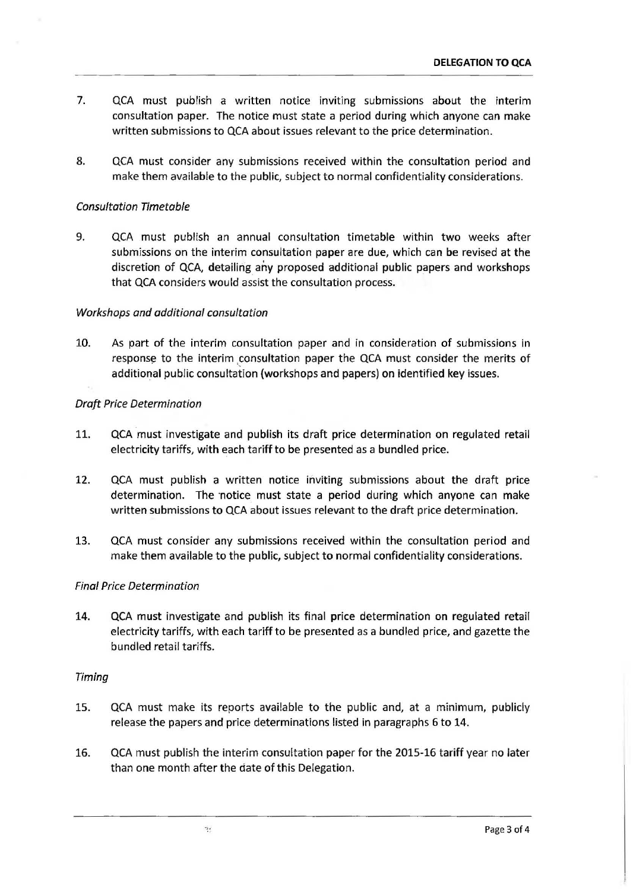7. QCA must publish a written notice inviting submissions about the interim consultation paper. The notice must state a period during which anyone can make written submissions to QCA about issues relevant to the price determination.

8. QCA must consider any submissions received within the consultation period and make them available to the public, subject to normal confidentiality considerations.

*Consultation Timetable*

9. QCA must publish an annual consultation timetable within two weeks after submissions on the interim consultation paper are due, which can be revised at the discretion of QCA, detailing any proposed additional public papers and workshops that QCA considers would assist the consultation process.

*Workshops and additional consultation*

10. As part of the interim consultation paper and in consideration of submissions in response to the interim consultation paper the QCA must consider the merits of additional public consultation (workshops and papers) on identified key issues.

*Draft Price Determination*

11. QCA must investigate and publish its draft price determination on regulated retail electricity tariffs, with each tariff to be presented as a bundled price.

12. QCA must publish a written notice inviting submissions about the draft price determination. The notice must state a period during which anyone can make written submissions to QCA about issues relevant to the draft price determination.

13. QCA must consider any submissions received within the consultation period and make them available to the public, subject to normal confidentiality considerations.

*Final Price Determination*

14. QCA must investigate and publish its final price determination on regulated retail electricity tariffs, with each tariff to be presented as a bundled price, and gazette the bundled retail tariffs.

*Timing*

15. QCA must make its reports available to the public and, at a minimum, publicly release the papers and price determinations listed in paragraphs 6 to 14.

16. QCA must publish the interim consultation paper for the 2015-16 tariff year no later than one month after the date of this Delegation.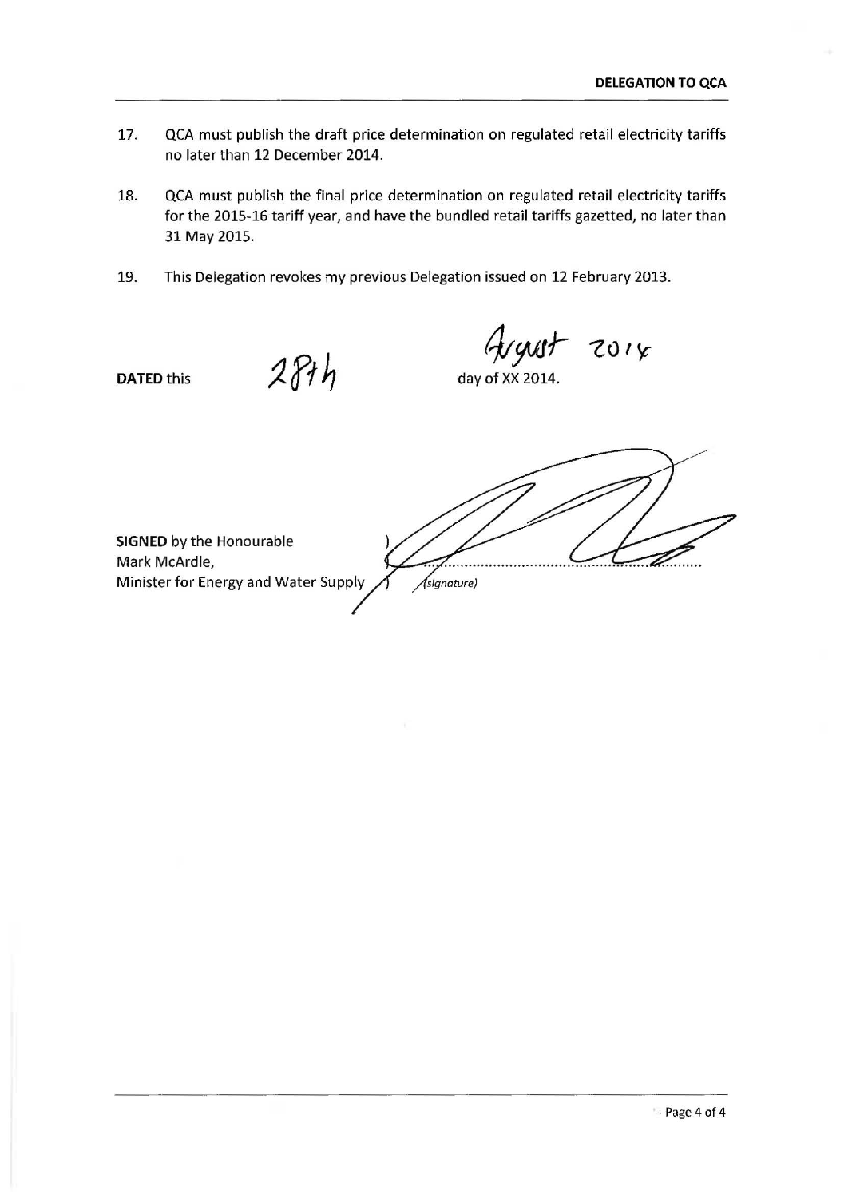17. QCA must publish the draft price determination on regulated retail electricity tariffs no later than 12 December 2014.

18. QCA must publish the final price determination on regulated retail electricity tariffs for the 2015-16 tariff year, and have the bundled retail tariffs gazetted, no later than 31 May 2015.

19. This Delegation revokes my previous Delegation issued on 12 February 2013.

**DATED** this 28th day of ~~XX 2014~~ August 2014.

**SIGNED** by the Honourable
Mark McArdle,
Minister for Energy and Water Supply

) ............................................................
(signature)